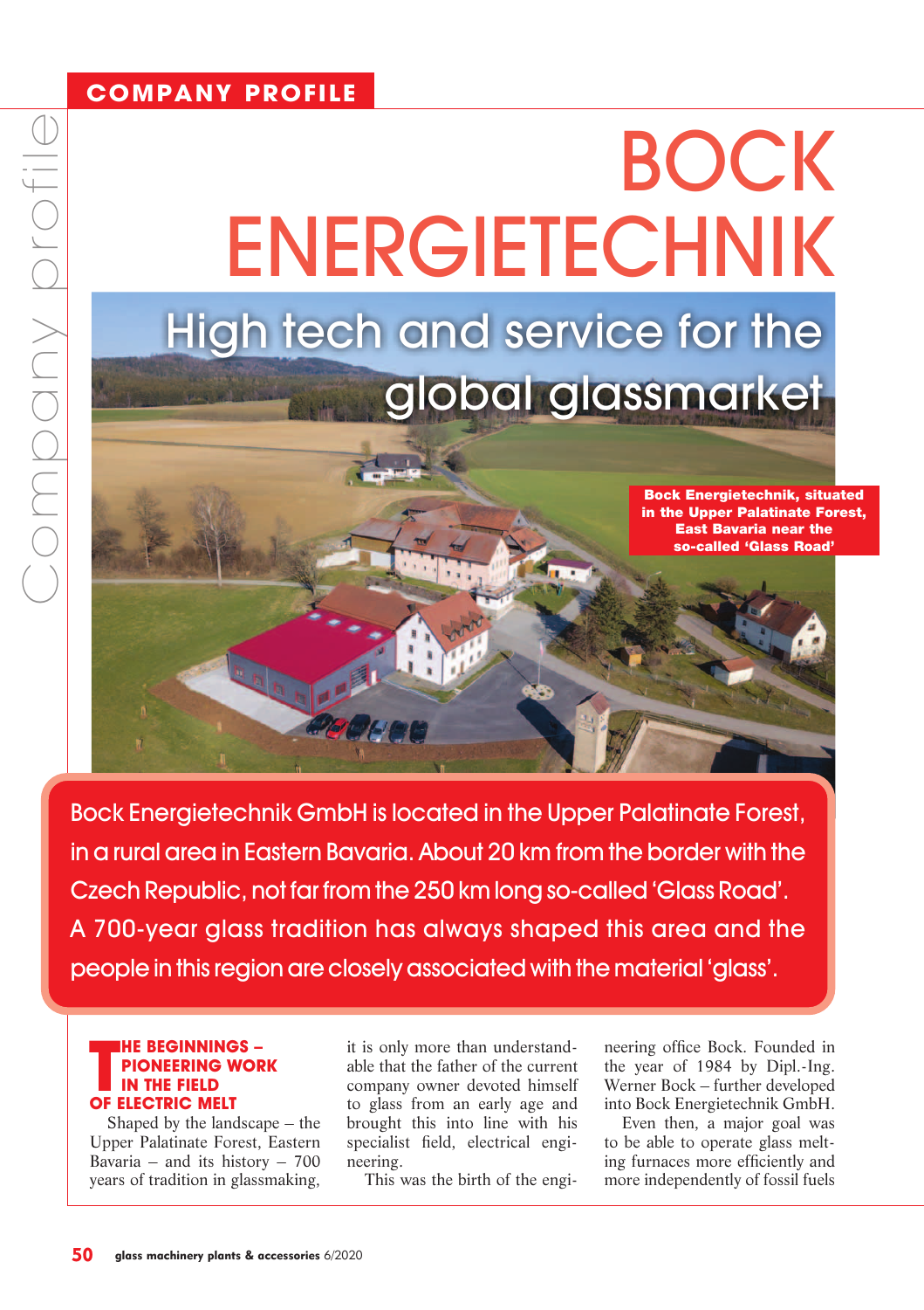# BOCK ENERGIETECHNIK

## High tech and service for the global glassmarket

Bock Energietechnik, situated in the Upper Palatinate Forest, East Bavaria near the so-called 'Glass Road'

**Bock Energietechnik GmbH is located in the Upper Palatinate Forest, in a rural area in Eastern Bavaria. About 20 km from the border with the Czech Republic, not far from the 250 km long so-called 'Glass Road'. A 700-year glass tradition has always shaped this area and the people in this region are closely associated with the material 'glass'.**

### THE BEGINNINGS – PIONEERING WORK IN THE FIELD OF ELECTRIC MELT

Shaped by the landscape – the Upper Palatinate Forest, Eastern Bavaria – and its history – 700 years of tradition in glassmaking, it is only more than understandable that the father of the current company owner devoted himself to glass from an early age and brought this into line with his specialist field, electrical engineering.

This was the birth of the engineering office Bock. Founded in the year of 1984 by Dipl.-Ing. Werner Bock – further developed into Bock Energietechnik GmbH.

Even then, a major goal was to be able to operate glass melting furnaces more efficiently and more independently of fossil fuels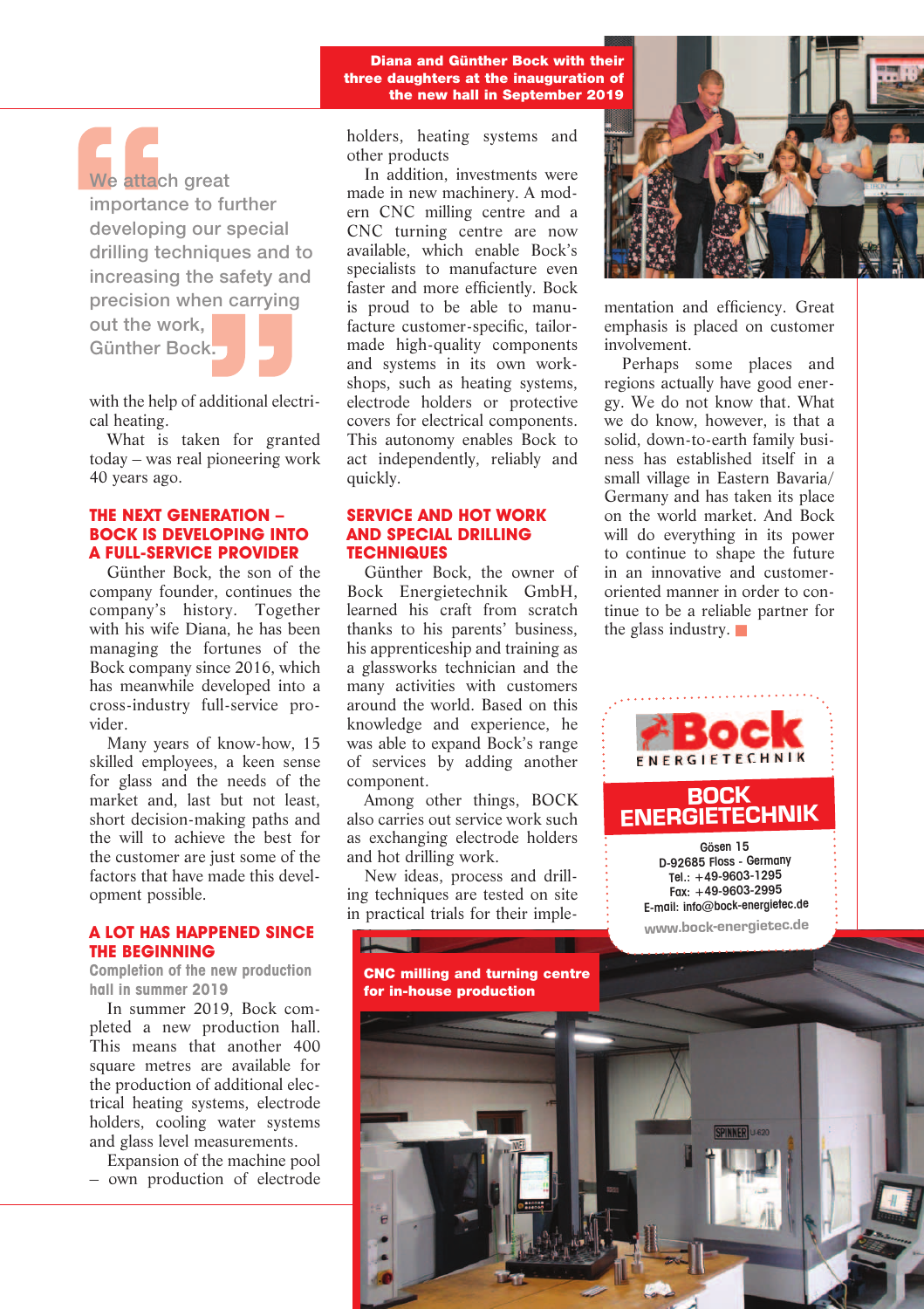> We attach great importance to further developing our special drilling techniques and to increasing the safety and precision when carrying out the work, Günther Bock.

with the help of additional electrical heating.

What is taken for granted today – was real pioneering work 40 years ago.

## THE NEXT GENERATION – BOCK IS DEVELOPING INTO A FULL-SERVICE PROVIDER

Günther Bock, the son of the company founder, continues the company's history. Together with his wife Diana, he has been managing the fortunes of the Bock company since 2016, which has meanwhile developed into a cross-industry full-service provider.

Many years of know-how, 15 skilled employees, a keen sense for glass and the needs of the market and, last but not least, short decision-making paths and the will to achieve the best for the customer are just some of the factors that have made this development possible.

## A LOT HAS HAPPENED SINCE THE BEGINNING

### Completion of the new production hall in summer 2019

In summer 2019, Bock completed a new production hall. This means that another 400 square metres are available for the production of additional electrical heating systems, electrode holders, cooling water systems and glass level measurements.

Expansion of the machine pool – own production of electrode holders, heating systems and other products

In addition, investments were made in new machinery. A modern CNC milling centre and a CNC turning centre are now available, which enable Bock's specialists to manufacture even faster and more efficiently. Bock is proud to be able to manufacture customer-specific, tailor-made high-quality components and systems in its own workshops, such as heating systems, electrode holders or protective covers for electrical components. This autonomy enables Bock to act independently, reliably and quickly.

## SERVICE AND HOT WORK AND SPECIAL DRILLING TECHNIQUES

Günther Bock, the owner of Bock Energietechnik GmbH, learned his craft from scratch thanks to his parents' business, his apprenticeship and training as a glassworks technician and the many activities with customers around the world. Based on this knowledge and experience, he was able to expand Bock's range of services by adding another component.

Among other things, BOCK also carries out service work such as exchanging electrode holders and hot drilling work.

New ideas, process and drilling techniques are tested on site in practical trials for their implementation and efficiency. Great emphasis is placed on customer involvement.

Perhaps some places and regions actually have good energy. We do not know that. What we do know, however, is that a solid, down-to-earth family business has established itself in a small village in Eastern Bavaria/ Germany and has taken its place on the world market. And Bock will do everything in its power to continue to shape the future in an innovative and customer-oriented manner in order to continue to be a reliable partner for the glass industry. ■

Diana and Günther Bock with their three daughters at the inauguration of the new hall in September 2019

CNC milling and turning centre for in-house production

Bock ENERGIETECHNIK

**BOCK ENERGIETECHNIK**

Gösen 15
D-92685 Floss - Germany
Tel.: +49-9603-1295
Fax: +49-9603-2995
E-mail: info@bock-energietec.de
www.bock-energietec.de